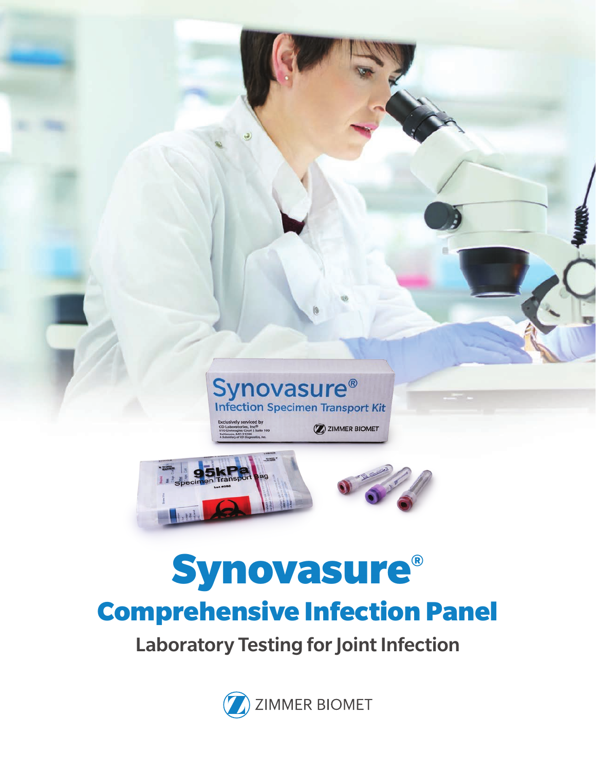# Synovasure®

## Comprehensive Infection Panel

### Laboratory Testing for Joint Infection

ZIMMER BIOMET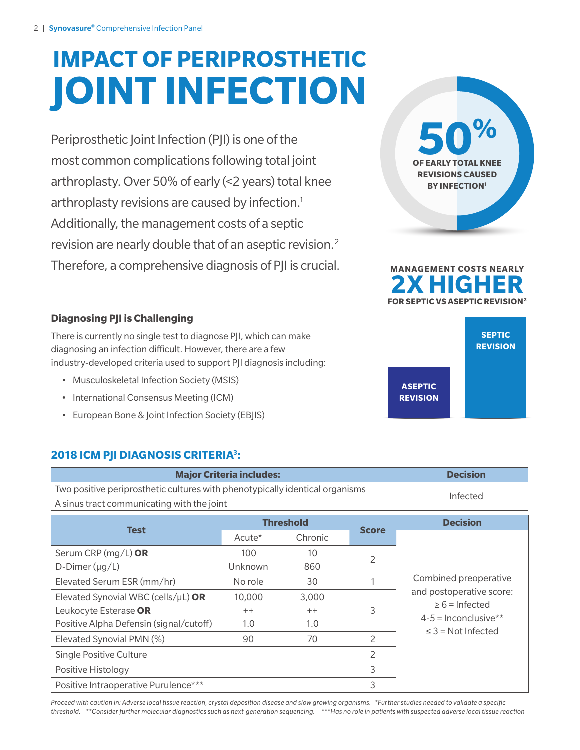# IMPACT OF PERIPROSTHETIC JOINT INFECTION

Periprosthetic Joint Infection (PJI) is one of the most common complications following total joint arthroplasty. Over 50% of early (<2 years) total knee arthroplasty revisions are caused by infection.[1] Additionally, the management costs of a septic revision are nearly double that of an aseptic revision.[2] Therefore, a comprehensive diagnosis of PJI is crucial.

**50%** OF EARLY TOTAL KNEE REVISIONS CAUSED BY INFECTION[1]

MANAGEMENT COSTS NEARLY **2X HIGHER** FOR SEPTIC VS ASEPTIC REVISION[2]

ASEPTIC REVISION | SEPTIC REVISION

### Diagnosing PJI is Challenging

There is currently no single test to diagnose PJI, which can make diagnosing an infection difficult. However, there are a few industry-developed criteria used to support PJI diagnosis including:

- Musculoskeletal Infection Society (MSIS)
- International Consensus Meeting (ICM)
- European Bone & Joint Infection Society (EBJIS)

## 2018 ICM PJI DIAGNOSIS CRITERIA[3]:

| Major Criteria includes: | Decision |
|---|---|
| Two positive periprosthetic cultures with phenotypically identical organisms | Infected |
| A sinus tract communicating with the joint | Infected |

| Test | Threshold | | Score | Decision |
|---|---|---|---|---|
| | Acute* | Chronic | | |
| Serum CRP (mg/L) **OR** | 100 | 10 | 2 | Combined preoperative and postoperative score: ≥ 6 = Infected; 4-5 = Inconclusive**; ≤ 3 = Not Infected |
| D-Dimer (µg/L) | Unknown | 860 | | |
| Elevated Serum ESR (mm/hr) | No role | 30 | 1 | |
| Elevated Synovial WBC (cells/µL) **OR** | 10,000 | 3,000 | 3 | |
| Leukocyte Esterase **OR** | ++ | ++ | | |
| Positive Alpha Defensin (signal/cutoff) | 1.0 | 1.0 | | |
| Elevated Synovial PMN (%) | 90 | 70 | 2 | |
| Single Positive Culture | | | 2 | |
| Positive Histology | | | 3 | |
| Positive Intraoperative Purulence*** | | | 3 | |

*Proceed with caution in: Adverse local tissue reaction, crystal deposition disease and slow growing organisms. *Further studies needed to validate a specific threshold. **Consider further molecular diagnostics such as next-generation sequencing. ***Has no role in patients with suspected adverse local tissue reaction*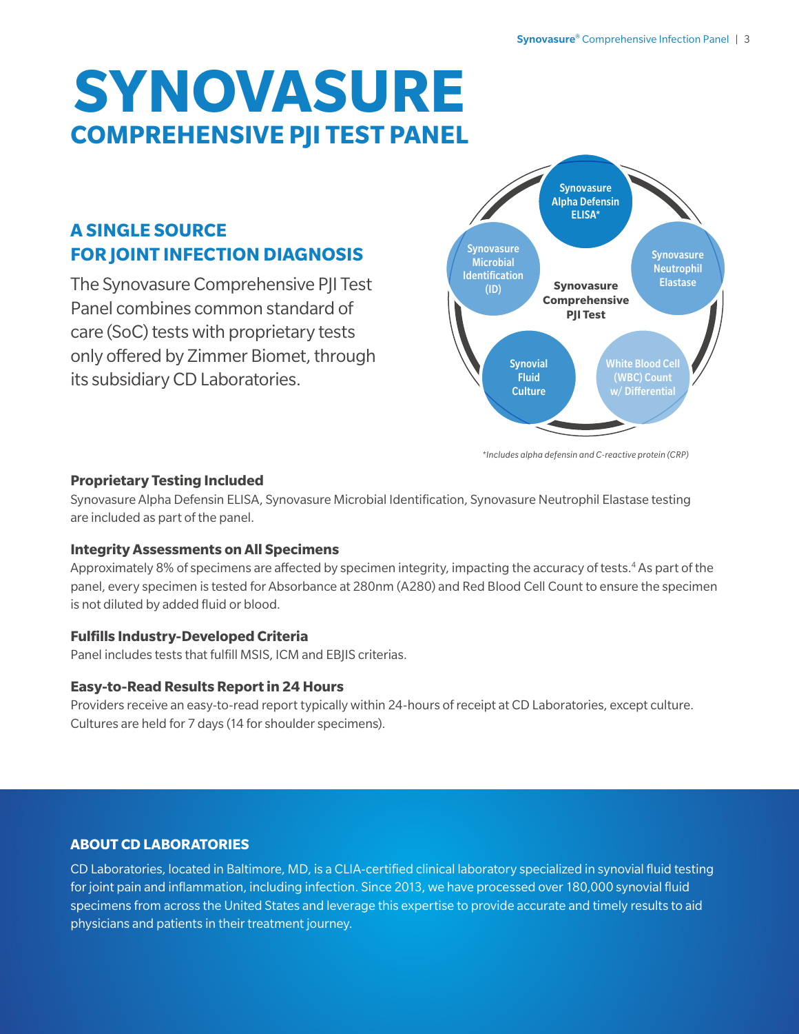# SYNOVASURE
## COMPREHENSIVE PJI TEST PANEL

### A SINGLE SOURCE FOR JOINT INFECTION DIAGNOSIS

The Synovasure Comprehensive PJI Test Panel combines common standard of care (SoC) tests with proprietary tests only offered by Zimmer Biomet, through its subsidiary CD Laboratories.

**Synovasure Comprehensive PJI Test**

- Synovasure Alpha Defensin ELISA*
- Synovasure Neutrophil Elastase
- White Blood Cell (WBC) Count w/ Differential
- Synovial Fluid Culture
- Synovasure Microbial Identification (ID)

*\*Includes alpha defensin and C-reactive protein (CRP)*

**Proprietary Testing Included**

Synovasure Alpha Defensin ELISA, Synovasure Microbial Identification, Synovasure Neutrophil Elastase testing are included as part of the panel.

**Integrity Assessments on All Specimens**

Approximately 8% of specimens are affected by specimen integrity, impacting the accuracy of tests.[4] As part of the panel, every specimen is tested for Absorbance at 280nm (A280) and Red Blood Cell Count to ensure the specimen is not diluted by added fluid or blood.

**Fulfills Industry-Developed Criteria**

Panel includes tests that fulfill MSIS, ICM and EBJIS criterias.

**Easy-to-Read Results Report in 24 Hours**

Providers receive an easy-to-read report typically within 24-hours of receipt at CD Laboratories, except culture. Cultures are held for 7 days (14 for shoulder specimens).

### ABOUT CD LABORATORIES

CD Laboratories, located in Baltimore, MD, is a CLIA-certified clinical laboratory specialized in synovial fluid testing for joint pain and inflammation, including infection. Since 2013, we have processed over 180,000 synovial fluid specimens from across the United States and leverage this expertise to provide accurate and timely results to aid physicians and patients in their treatment journey.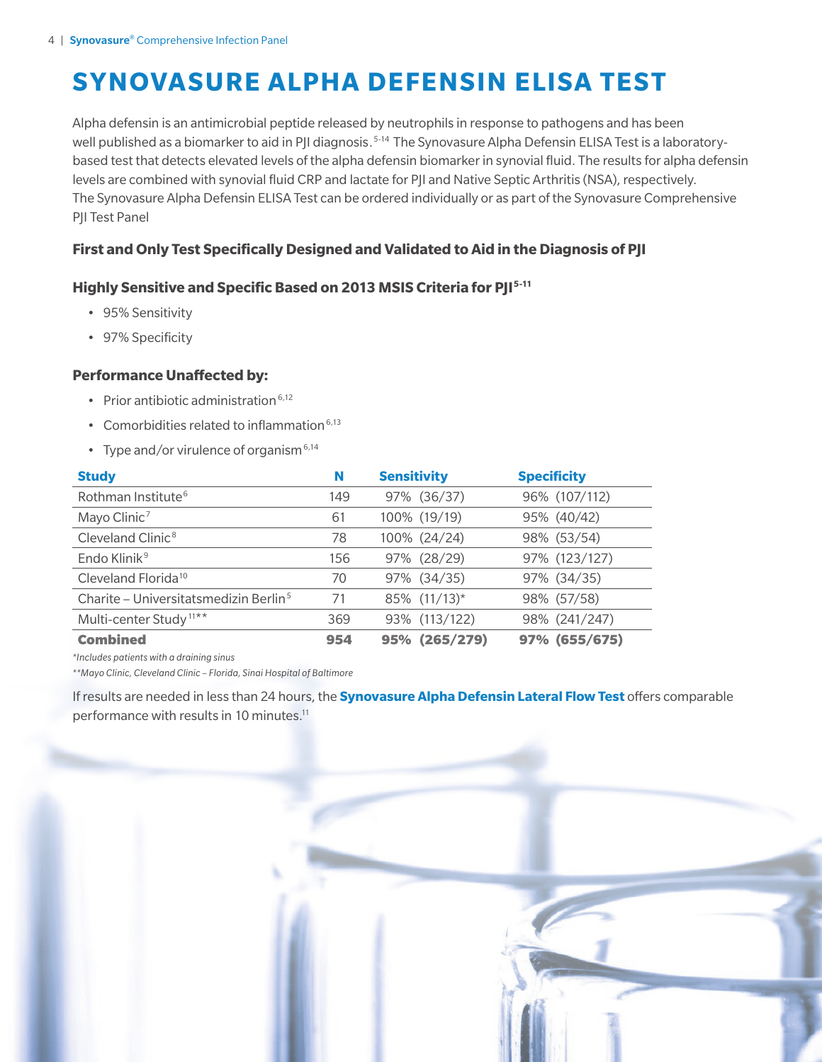# SYNOVASURE ALPHA DEFENSIN ELISA TEST

Alpha defensin is an antimicrobial peptide released by neutrophils in response to pathogens and has been well published as a biomarker to aid in PJI diagnosis.[5-14] The Synovasure Alpha Defensin ELISA Test is a laboratory-based test that detects elevated levels of the alpha defensin biomarker in synovial fluid. The results for alpha defensin levels are combined with synovial fluid CRP and lactate for PJI and Native Septic Arthritis (NSA), respectively. The Synovasure Alpha Defensin ELISA Test can be ordered individually or as part of the Synovasure Comprehensive PJI Test Panel

### First and Only Test Specifically Designed and Validated to Aid in the Diagnosis of PJI

### Highly Sensitive and Specific Based on 2013 MSIS Criteria for PJI[5-11]

- 95% Sensitivity
- 97% Specificity

### Performance Unaffected by:

- Prior antibiotic administration[6,12]
- Comorbidities related to inflammation[6,13]
- Type and/or virulence of organism[6,14]

| Study | N | Sensitivity | Specificity |
|---|---|---|---|
| Rothman Institute[6] | 149 | 97% (36/37) | 96% (107/112) |
| Mayo Clinic[7] | 61 | 100% (19/19) | 95% (40/42) |
| Cleveland Clinic[8] | 78 | 100% (24/24) | 98% (53/54) |
| Endo Klinik[9] | 156 | 97% (28/29) | 97% (123/127) |
| Cleveland Florida[10] | 70 | 97% (34/35) | 97% (34/35) |
| Charite – Universitatsmedizin Berlin[5] | 71 | 85% (11/13)* | 98% (57/58) |
| Multi-center Study[11]** | 369 | 93% (113/122) | 98% (241/247) |
| **Combined** | **954** | **95% (265/279)** | **97% (655/675)** |

*\*Includes patients with a draining sinus*

*\*\*Mayo Clinic, Cleveland Clinic – Florida, Sinai Hospital of Baltimore*

If results are needed in less than 24 hours, the **Synovasure Alpha Defensin Lateral Flow Test** offers comparable performance with results in 10 minutes.[11]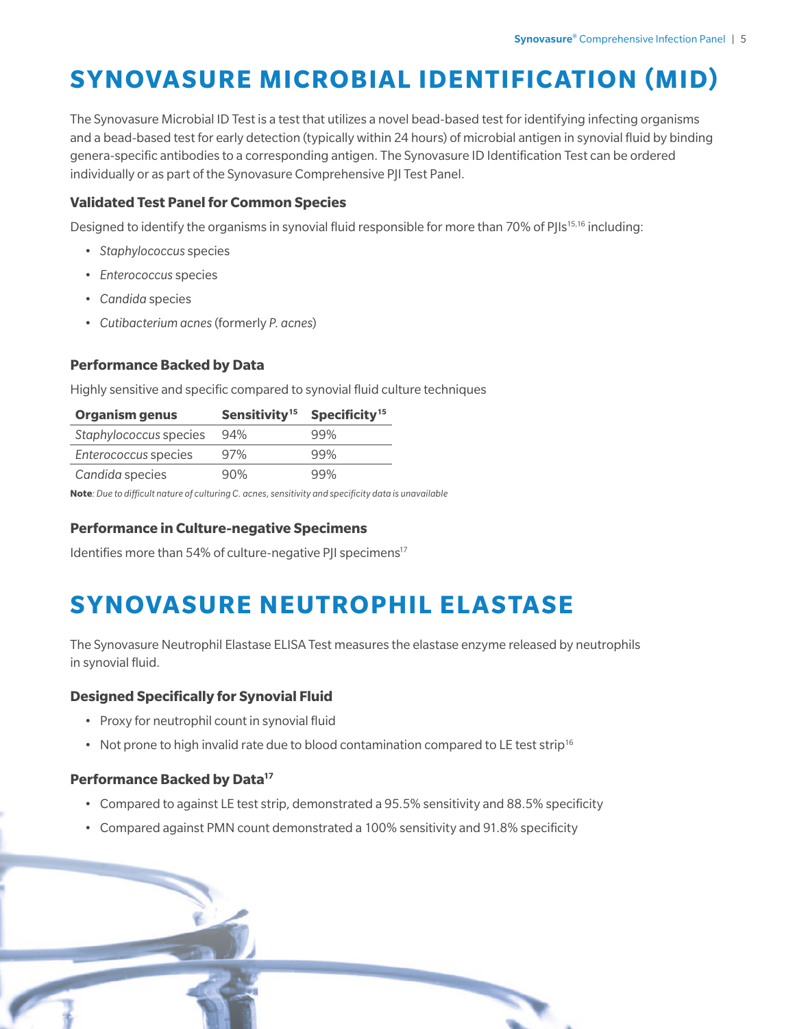# SYNOVASURE MICROBIAL IDENTIFICATION (MID)

The Synovasure Microbial ID Test is a test that utilizes a novel bead-based test for identifying infecting organisms and a bead-based test for early detection (typically within 24 hours) of microbial antigen in synovial fluid by binding genera-specific antibodies to a corresponding antigen. The Synovasure ID Identification Test can be ordered individually or as part of the Synovasure Comprehensive PJI Test Panel.

### Validated Test Panel for Common Species

Designed to identify the organisms in synovial fluid responsible for more than 70% of PJIs[15,16] including:

- *Staphylococcus* species
- *Enterococcus* species
- *Candida* species
- *Cutibacterium acnes* (formerly *P. acnes*)

### Performance Backed by Data

Highly sensitive and specific compared to synovial fluid culture techniques

| Organism genus | Sensitivity[15] | Specificity[15] |
| --- | --- | --- |
| *Staphylococcus* species | 94% | 99% |
| *Enterococcus* species | 97% | 99% |
| *Candida* species | 90% | 99% |

**Note**: *Due to difficult nature of culturing C. acnes, sensitivity and specificity data is unavailable*

### Performance in Culture-negative Specimens

Identifies more than 54% of culture-negative PJI specimens[17]

# SYNOVASURE NEUTROPHIL ELASTASE

The Synovasure Neutrophil Elastase ELISA Test measures the elastase enzyme released by neutrophils in synovial fluid.

### Designed Specifically for Synovial Fluid

- Proxy for neutrophil count in synovial fluid
- Not prone to high invalid rate due to blood contamination compared to LE test strip[16]

### Performance Backed by Data[17]

- Compared to against LE test strip, demonstrated a 95.5% sensitivity and 88.5% specificity
- Compared against PMN count demonstrated a 100% sensitivity and 91.8% specificity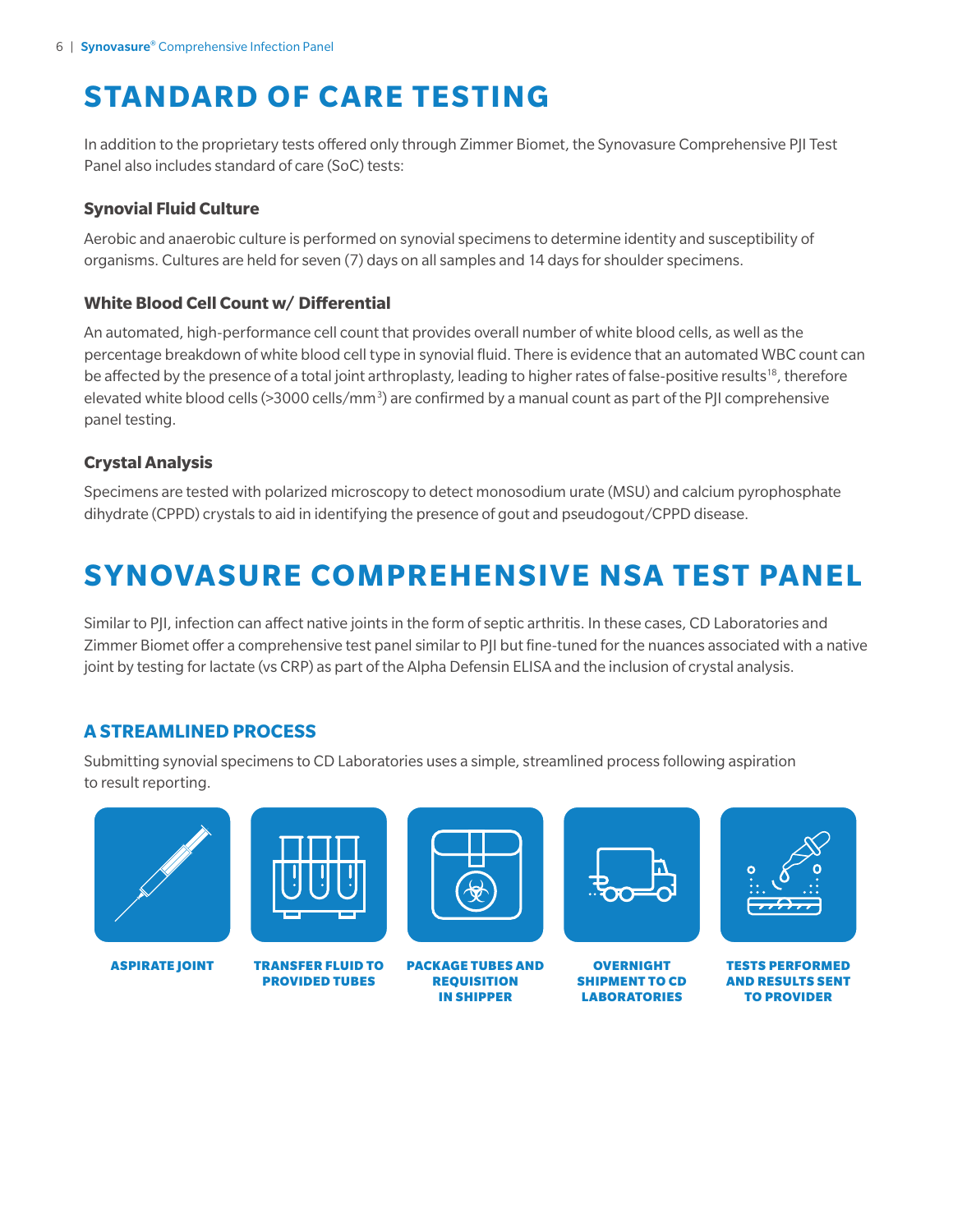# STANDARD OF CARE TESTING

In addition to the proprietary tests offered only through Zimmer Biomet, the Synovasure Comprehensive PJI Test Panel also includes standard of care (SoC) tests:

### Synovial Fluid Culture

Aerobic and anaerobic culture is performed on synovial specimens to determine identity and susceptibility of organisms. Cultures are held for seven (7) days on all samples and 14 days for shoulder specimens.

### White Blood Cell Count w/ Differential

An automated, high-performance cell count that provides overall number of white blood cells, as well as the percentage breakdown of white blood cell type in synovial fluid. There is evidence that an automated WBC count can be affected by the presence of a total joint arthroplasty, leading to higher rates of false-positive results[18], therefore elevated white blood cells (>3000 cells/$mm^3$) are confirmed by a manual count as part of the PJI comprehensive panel testing.

### Crystal Analysis

Specimens are tested with polarized microscopy to detect monosodium urate (MSU) and calcium pyrophosphate dihydrate (CPPD) crystals to aid in identifying the presence of gout and pseudogout/CPPD disease.

# SYNOVASURE COMPREHENSIVE NSA TEST PANEL

Similar to PJI, infection can affect native joints in the form of septic arthritis. In these cases, CD Laboratories and Zimmer Biomet offer a comprehensive test panel similar to PJI but fine-tuned for the nuances associated with a native joint by testing for lactate (vs CRP) as part of the Alpha Defensin ELISA and the inclusion of crystal analysis.

## A STREAMLINED PROCESS

Submitting synovial specimens to CD Laboratories uses a simple, streamlined process following aspiration to result reporting.

1. **ASPIRATE JOINT**
2. **TRANSFER FLUID TO PROVIDED TUBES**
3. **PACKAGE TUBES AND REQUISITION IN SHIPPER**
4. **OVERNIGHT SHIPMENT TO CD LABORATORIES**
5. **TESTS PERFORMED AND RESULTS SENT TO PROVIDER**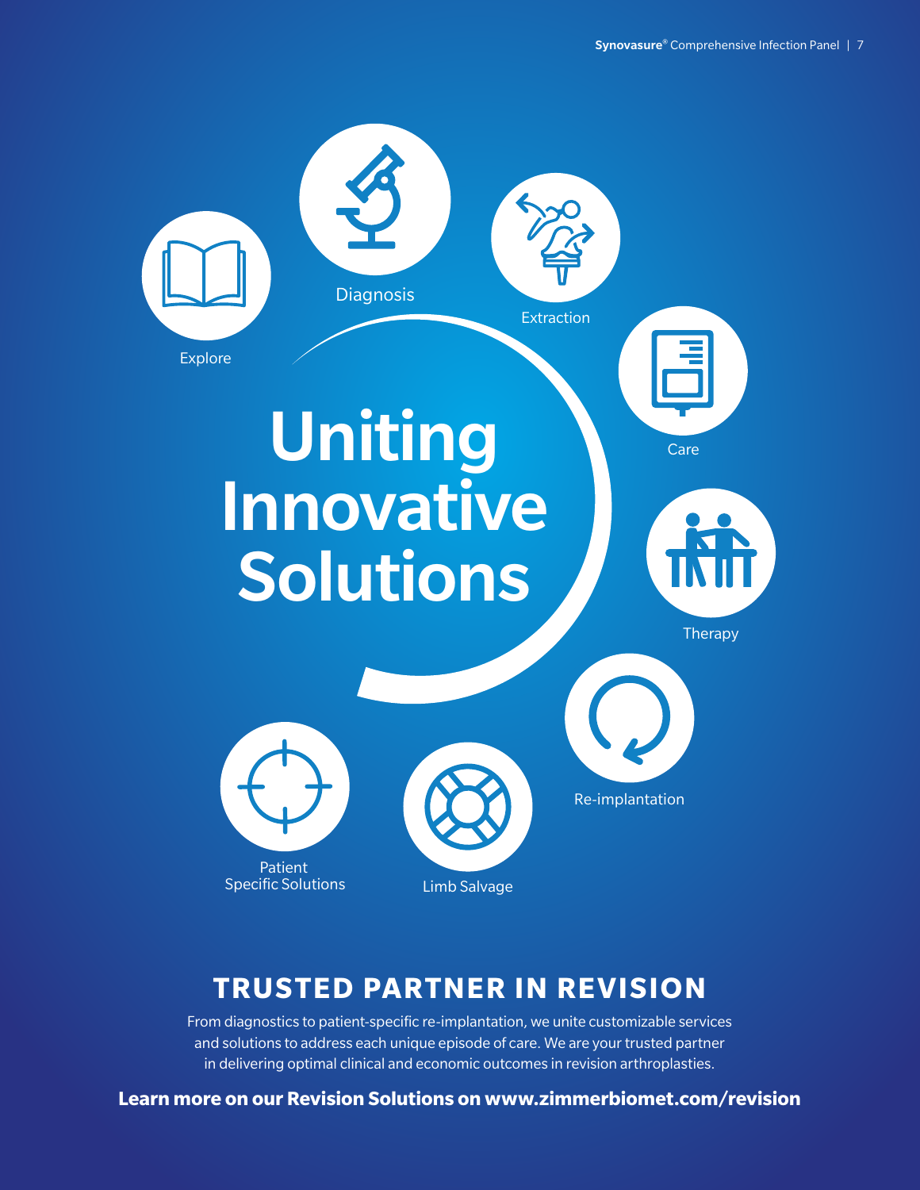Explore

Diagnosis

Extraction

Care

Therapy

Re-implantation

Limb Salvage

Patient Specific Solutions

# Uniting Innovative Solutions

## TRUSTED PARTNER IN REVISION

From diagnostics to patient-specific re-implantation, we unite customizable services and solutions to address each unique episode of care. We are your trusted partner in delivering optimal clinical and economic outcomes in revision arthroplasties.

**Learn more on our Revision Solutions on www.zimmerbiomet.com/revision**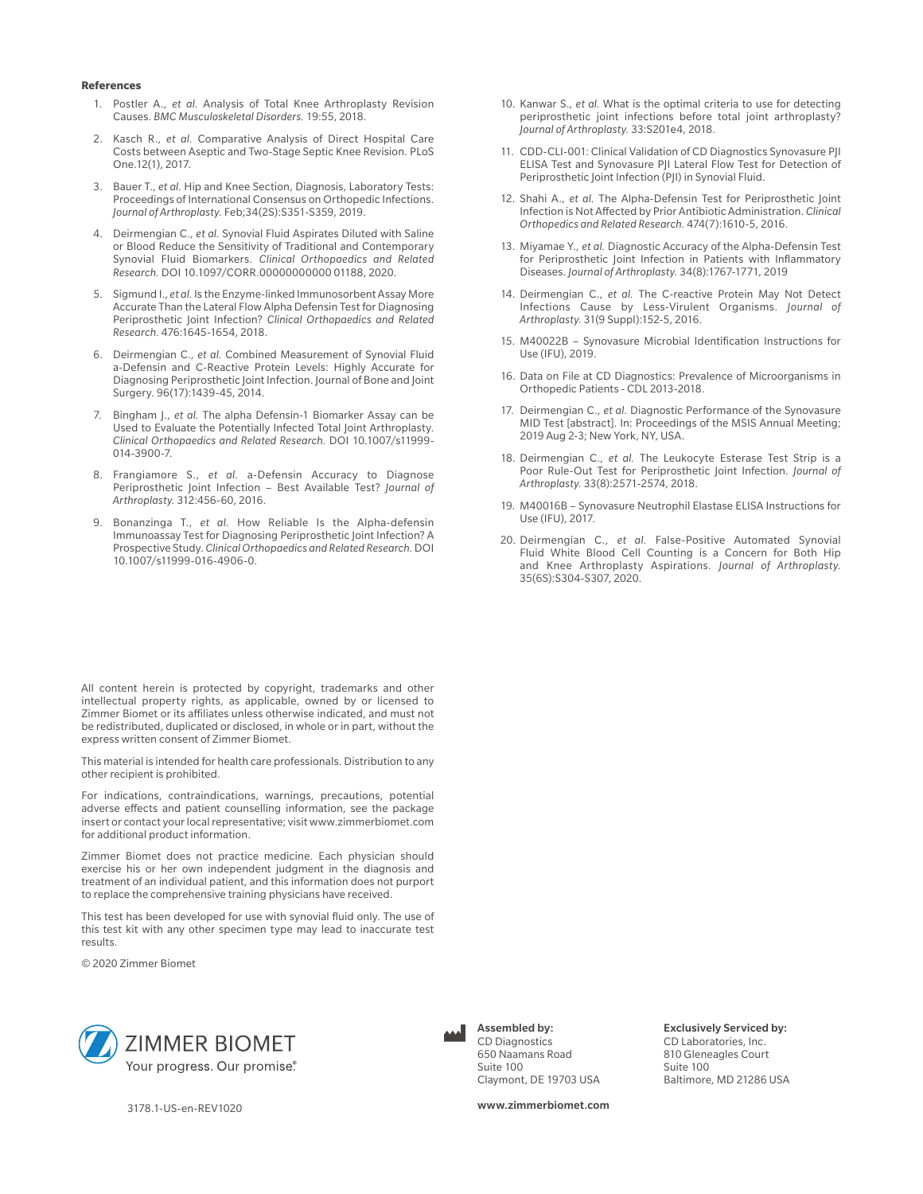**References**

1. Postler A., *et al.* Analysis of Total Knee Arthroplasty Revision Causes. *BMC Musculoskeletal Disorders.* 19:55, 2018.
2. Kasch R., *et al.* Comparative Analysis of Direct Hospital Care Costs between Aseptic and Two-Stage Septic Knee Revision. PLoS One.12(1), 2017.
3. Bauer T., *et al.* Hip and Knee Section, Diagnosis, Laboratory Tests: Proceedings of International Consensus on Orthopedic Infections. *Journal of Arthroplasty.* Feb;34(2S):S351-S359, 2019.
4. Deirmengian C., *et al.* Synovial Fluid Aspirates Diluted with Saline or Blood Reduce the Sensitivity of Traditional and Contemporary Synovial Fluid Biomarkers. *Clinical Orthopaedics and Related Research.* DOI 10.1097/CORR.00000000000 01188, 2020.
5. Sigmund I., *et al.* Is the Enzyme-linked Immunosorbent Assay More Accurate Than the Lateral Flow Alpha Defensin Test for Diagnosing Periprosthetic Joint Infection? *Clinical Orthopaedics and Related Research.* 476:1645-1654, 2018.
6. Deirmengian C., *et al.* Combined Measurement of Synovial Fluid a-Defensin and C-Reactive Protein Levels: Highly Accurate for Diagnosing Periprosthetic Joint Infection. Journal of Bone and Joint Surgery. 96(17):1439-45, 2014.
7. Bingham J., *et al.* The alpha Defensin-1 Biomarker Assay can be Used to Evaluate the Potentially Infected Total Joint Arthroplasty. *Clinical Orthopaedics and Related Research.* DOI 10.1007/s11999-014-3900-7.
8. Frangiamore S., *et al.* a-Defensin Accuracy to Diagnose Periprosthetic Joint Infection – Best Available Test? *Journal of Arthroplasty.* 312:456-60, 2016.
9. Bonanzinga T., *et al.* How Reliable Is the Alpha-defensin Immunoassay Test for Diagnosing Periprosthetic Joint Infection? A Prospective Study. *Clinical Orthopaedics and Related Research.* DOI 10.1007/s11999-016-4906-0.
10. Kanwar S., *et al.* What is the optimal criteria to use for detecting periprosthetic joint infections before total joint arthroplasty? *Journal of Arthroplasty.* 33:S201e4, 2018.
11. CDD-CLI-001: Clinical Validation of CD Diagnostics Synovasure PJI ELISA Test and Synovasure PJI Lateral Flow Test for Detection of Periprosthetic Joint Infection (PJI) in Synovial Fluid.
12. Shahi A., *et al.* The Alpha-Defensin Test for Periprosthetic Joint Infection is Not Affected by Prior Antibiotic Administration. *Clinical Orthopedics and Related Research.* 474(7):1610-5, 2016.
13. Miyamae Y., *et al.* Diagnostic Accuracy of the Alpha-Defensin Test for Periprosthetic Joint Infection in Patients with Inflammatory Diseases. *Journal of Arthroplasty.* 34(8):1767-1771, 2019
14. Deirmengian C., *et al.* The C-reactive Protein May Not Detect Infections Cause by Less-Virulent Organisms. *Journal of Arthroplasty.* 31(9 Suppl):152-5, 2016.
15. M40022B – Synovasure Microbial Identification Instructions for Use (IFU), 2019.
16. Data on File at CD Diagnostics: Prevalence of Microorganisms in Orthopedic Patients - CDL 2013-2018.
17. Deirmengian C., *et al.* Diagnostic Performance of the Synovasure MID Test [abstract]. In: Proceedings of the MSIS Annual Meeting; 2019 Aug 2-3; New York, NY, USA.
18. Deirmengian C., *et al.* The Leukocyte Esterase Test Strip is a Poor Rule-Out Test for Periprosthetic Joint Infection. *Journal of Arthroplasty.* 33(8):2571-2574, 2018.
19. M40016B – Synovasure Neutrophil Elastase ELISA Instructions for Use (IFU), 2017.
20. Deirmengian C., *et al.* False-Positive Automated Synovial Fluid White Blood Cell Counting is a Concern for Both Hip and Knee Arthroplasty Aspirations. *Journal of Arthroplasty.* 35(6S):S304-S307, 2020.

All content herein is protected by copyright, trademarks and other intellectual property rights, as applicable, owned by or licensed to Zimmer Biomet or its affiliates unless otherwise indicated, and must not be redistributed, duplicated or disclosed, in whole or in part, without the express written consent of Zimmer Biomet.

This material is intended for health care professionals. Distribution to any other recipient is prohibited.

For indications, contraindications, warnings, precautions, potential adverse effects and patient counselling information, see the package insert or contact your local representative; visit www.zimmerbiomet.com for additional product information.

Zimmer Biomet does not practice medicine. Each physician should exercise his or her own independent judgment in the diagnosis and treatment of an individual patient, and this information does not purport to replace the comprehensive training physicians have received.

This test has been developed for use with synovial fluid only. The use of this test kit with any other specimen type may lead to inaccurate test results.

© 2020 Zimmer Biomet

ZIMMER BIOMET
Your progress. Our promise.®

**Assembled by:**
CD Diagnostics
650 Naamans Road
Suite 100
Claymont, DE 19703 USA

**Exclusively Serviced by:**
CD Laboratories, Inc.
810 Gleneagles Court
Suite 100
Baltimore, MD 21286 USA

3178.1-US-en-REV1020

**www.zimmerbiomet.com**